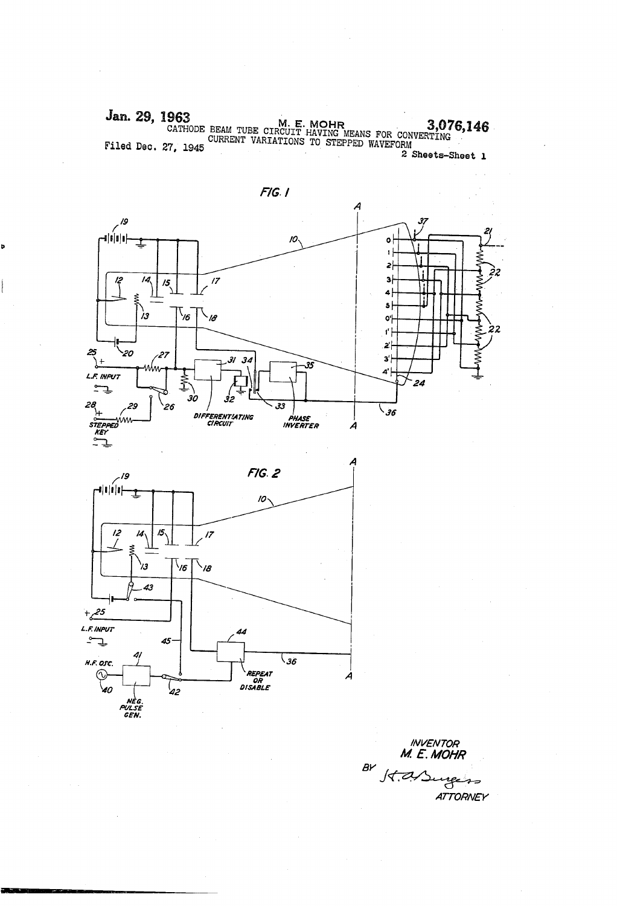Jan. 29, 1963

M. E. MOHR

3,076,146

CATHODE BEAM TUBE CIRCUIT HAVING MEANS FOR CONVERTING CURRENT VARIATIONS TO STEPPED WAVEFORM

Filed Dec. 27, 1945

2 Sheets-Sheet 1

FIG. 1

FIG. 2

INVENTOR
M. E. MOHR

BY

ATTORNEY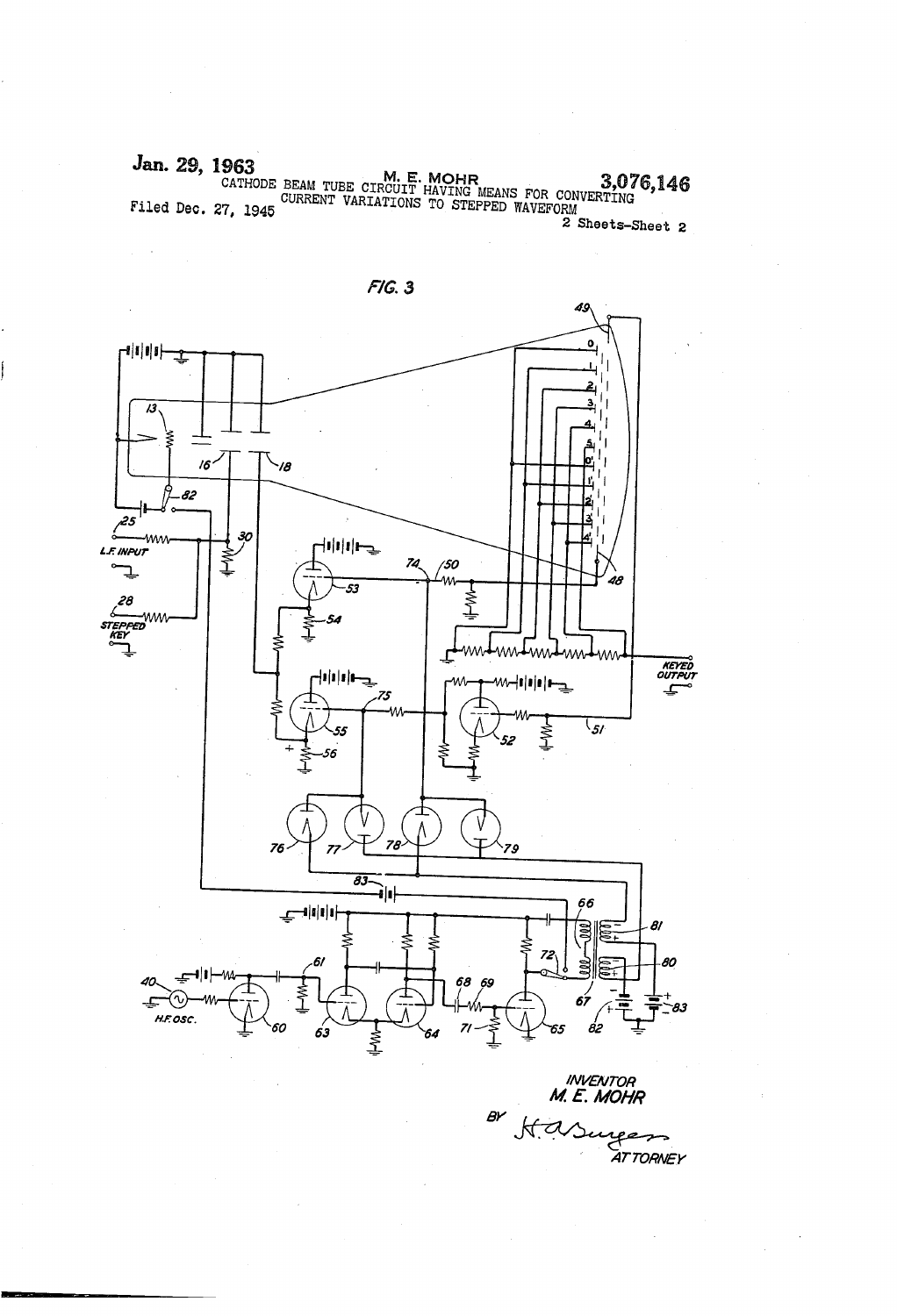Jan. 29, 1963

M. E. MOHR

3,076,146

CATHODE BEAM TUBE CIRCUIT HAVING MEANS FOR CONVERTING CURRENT VARIATIONS TO STEPPED WAVEFORM

Filed Dec. 27, 1945

2 Sheets-Sheet 2

FIG. 3

INVENTOR
M. E. MOHR

BY H. A. Burgess
ATTORNEY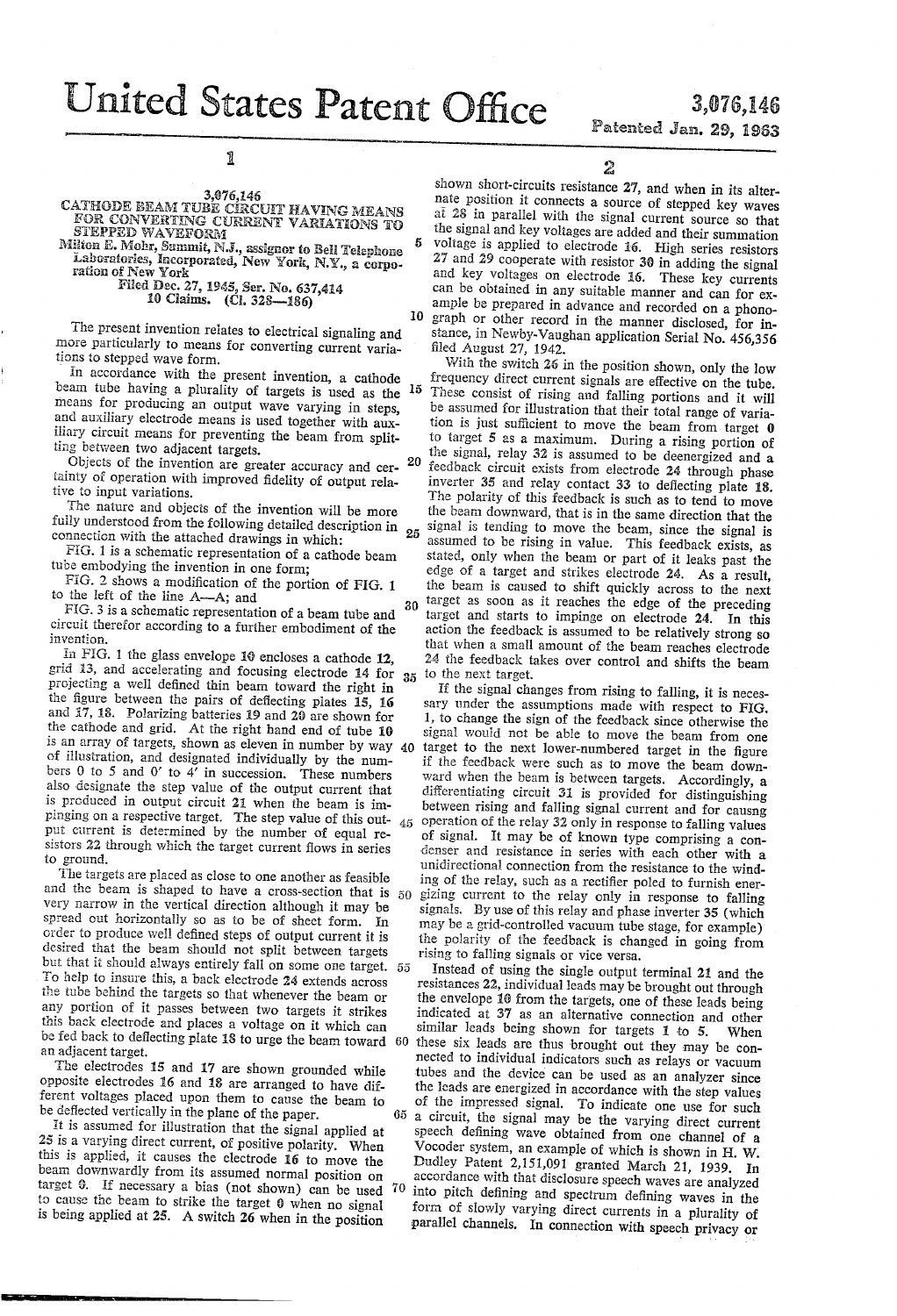# United States Patent Office

3,076,146

Patented Jan. 29, 1963

## 3,076,146
## CATHODE BEAM TUBE CIRCUIT HAVING MEANS FOR CONVERTING CURRENT VARIATIONS TO STEPPED WAVEFORM

Milton E. Mohr, Summit, N.J., assignor to Bell Telephone Laboratories, Incorporated, New York, N.Y., a corporation of New York

Filed Dec. 27, 1945, Ser. No. 637,414
10 Claims. (Cl. 328—186)

The present invention relates to electrical signaling and more particularly to means for converting current variations to stepped wave form.

In accordance with the present invention, a cathode beam tube having a plurality of targets is used as the means for producing an output wave varying in steps, and auxiliary electrode means is used together with auxiliary circuit means for preventing the beam from splitting between two adjacent targets.

Objects of the invention are greater accuracy and certainty of operation with improved fidelity of output relative to input variations.

The nature and objects of the invention will be more fully understood from the following detailed description in connection with the attached drawings in which:

FIG. 1 is a schematic representation of a cathode beam tube embodying the invention in one form;

FIG. 2 shows a modification of the portion of FIG. 1 to the left of the line A—A; and

FIG. 3 is a schematic representation of a beam tube and circuit therefor according to a further embodiment of the invention.

In FIG. 1 the glass envelope 10 encloses a cathode 12, grid 13, and accelerating and focusing electrode 14 for projecting a well defined thin beam toward the right in the figure between the pairs of deflecting plates 15, 16 and 17, 18. Polarizing batteries 19 and 20 are shown for the cathode and grid. At the right hand end of tube 10 is an array of targets, shown as eleven in number by way of illustration, and designated individually by the numbers 0 to 5 and 0′ to 4′ in succession. These numbers also designate the step value of the output current that is produced in output circuit 21 when the beam is impinging on a respective target. The step value of this output current is determined by the number of equal resistors 22 through which the target current flows in series to ground.

The targets are placed as close to one another as feasible and the beam is shaped to have a cross-section that is very narrow in the vertical direction although it may be spread out horizontally so as to be of sheet form. In order to produce well defined steps of output current it is desired that the beam should not split between targets but that it should always entirely fall on some one target. To help to insure this, a back electrode 24 extends across the tube behind the targets so that whenever the beam or any portion of it passes between two targets it strikes this back electrode and places a voltage on it which can be fed back to deflecting plate 18 to urge the beam toward an adjacent target.

The electrodes 15 and 17 are shown grounded while opposite electrodes 16 and 18 are arranged to have different voltages placed upon them to cause the beam to be deflected vertically in the plane of the paper.

It is assumed for illustration that the signal applied at 25 is a varying direct current, of positive polarity. When this is applied, it causes the electrode 16 to move the beam downwardly from its assumed normal position on target 0. If necessary a bias (not shown) can be used to cause the beam to strike the target 0 when no signal is being applied at 25. A switch 26 when in the position shown short-circuits resistance 27, and when in its alternate position it connects a source of stepped key waves at 28 in parallel with the signal current source so that the signal and key voltages are added and their summation voltage is applied to electrode 16. High series resistors 27 and 29 cooperate with resistor 30 in adding the signal and key voltages on electrode 16. These key currents can be obtained in any suitable manner and can for example be prepared in advance and recorded on a phonograph or other record in the manner disclosed, for instance, in Newby-Vaughan application Serial No. 456,356 filed August 27, 1942.

With the switch 26 in the position shown, only the low frequency direct current signals are effective on the tube. These consist of rising and falling portions and it will be assumed for illustration that their total range of variation is just sufficient to move the beam from target 0 to target 5 as a maximum. During a rising portion of the signal, relay 32 is assumed to be deenergized and a feedback circuit exists from electrode 24 through phase inverter 35 and relay contact 33 to deflecting plate 18. The polarity of this feedback is such as to tend to move the beam downward, that is in the same direction that the signal is tending to move the beam, since the signal is assumed to be rising in value. This feedback exists, as stated, only when the beam or part of it leaks past the edge of a target and strikes electrode 24. As a result, the beam is caused to shift quickly across to the next target as soon as it reaches the edge of the preceding target and starts to impinge on electrode 24. In this action the feedback is assumed to be relatively strong so that when a small amount of the beam reaches electrode 24 the feedback takes over control and shifts the beam to the next target.

If the signal changes from rising to falling, it is necessary under the assumptions made with respect to FIG. 1, to change the sign of the feedback since otherwise the signal would not be able to move the beam from one target to the next lower-numbered target in the figure if the feedback were such as to move the beam downward when the beam is between targets. Accordingly, a differentiating circuit 31 is provided for distinguishing between rising and falling signal current and for causing operation of the relay 32 only in response to falling values of signal. It may be of known type comprising a condenser and resistance in series with each other with a unidirectional connection from the resistance to the winding of the relay, such as a rectifier poled to furnish energizing current to the relay only in response to falling signals. By use of this relay and phase inverter 35 (which may be a grid-controlled vacuum tube stage, for example) the polarity of the feedback is changed in going from rising to falling signals or vice versa.

Instead of using the single output terminal 21 and the resistances 22, individual leads may be brought out through the envelope 10 from the targets, one of these leads being indicated at 37 as an alternative connection and other similar leads being shown for targets 1 to 5. When these six leads are thus brought out they may be connected to individual indicators such as relays or vacuum tubes and the device can be used as an analyzer since the leads are energized in accordance with the step values of the impressed signal. To indicate one use for such a circuit, the signal may be the varying direct current speech defining wave obtained from one channel of a Vocoder system, an example of which is shown in H. W. Dudley Patent 2,151,091 granted March 21, 1939. In accordance with that disclosure speech waves are analyzed into pitch defining and spectrum defining waves in the form of slowly varying direct currents in a plurality of parallel channels. In connection with speech privacy or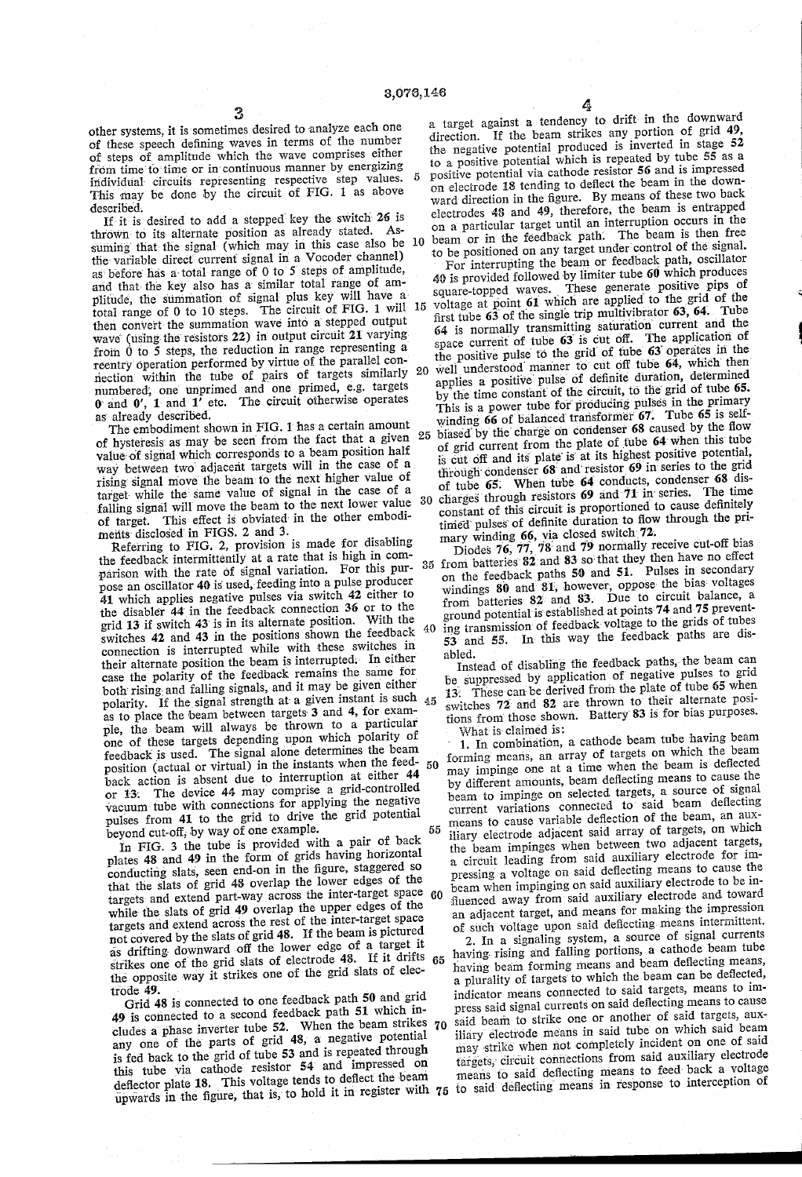other systems, it is sometimes desired to analyze each one of these speech defining waves in terms of the number of steps of amplitude which the wave comprises either from time to time or in continuous manner by energizing individual circuits representing respective step values. This may be done by the circuit of FIG. 1 as above described.

If it is desired to add a stepped key the switch 26 is thrown to its alternate position as already stated. Assuming that the signal (which may in this case also be the variable direct current signal in a Vocoder channel) as before has a total range of 0 to 5 steps of amplitude, and that the key also has a similar total range of amplitude, the summation of signal plus key will have a total range of 0 to 10 steps. The circuit of FIG. 1 will then convert the summation wave into a stepped output wave (using the resistors 22) in output circuit 21 varying from 0 to 5 steps, the reduction in range representing a reentry operation performed by virtue of the parallel connection within the tube of pairs of targets similarly numbered, one unprimed and one primed, e.g. targets 0 and 0′, 1 and 1′ etc. The circuit otherwise operates as already described.

The embodiment shown in FIG. 1 has a certain amount of hysteresis as may be seen from the fact that a given value of signal which corresponds to a beam position half way between two adjacent targets will in the case of a rising signal move the beam to the next higher value of target while the same value of signal in the case of a falling signal will move the beam to the next lower value of target. This effect is obviated in the other embodiments disclosed in FIGS. 2 and 3.

Referring to FIG. 2, provision is made for disabling the feedback intermittently at a rate that is high in comparison with the rate of signal variation. For this purpose an oscillator 40 is used, feeding into a pulse producer 41 which applies negative pulses via switch 42 either to the disabler 44 in the feedback connection 36 or to the grid 13 if switch 43 is in its alternate position. With the switches 42 and 43 in the positions shown the feedback connection is interrupted while with these switches in their alternate position the beam is interrupted. In either case the polarity of the feedback remains the same for both rising and falling signals, and it may be given either polarity. If the signal strength at a given instant is such as to place the beam between targets 3 and 4, for example, the beam will always be thrown to a particular one of these targets depending upon which polarity of feedback is used. The signal alone determines the beam position (actual or virtual) in the instants when the feedback action is absent due to interruption at either 44 or 13. The device 44 may comprise a grid-controlled vacuum tube with connections for applying the negative pulses from 41 to the grid to drive the grid potential beyond cut-off, by way of one example.

In FIG. 3 the tube is provided with a pair of back plates 48 and 49 in the form of grids having horizontal conducting slats, seen end-on in the figure, staggered so that the slats of grid 48 overlap the lower edges of the targets and extend part-way across the inter-target space while the slats of grid 49 overlap the upper edges of the targets and extend across the rest of the inter-target space not covered by the slats of grid 48. If the beam is pictured as drifting downward off the lower edge of a target it strikes one of the grid slats of electrode 48. If it drifts the opposite way it strikes one of the grid slats of electrode 49.

Grid 48 is connected to one feedback path 50 and grid 49 is connected to a second feedback path 51 which includes a phase inverter tube 52. When the beam strikes any one of the parts of grid 48, a negative potential is fed back to the grid of tube 53 and is repeated through this tube via cathode resistor 54 and impressed on deflector plate 18. This voltage tends to deflect the beam upwards in the figure, that is, to hold it in register with a target against a tendency to drift in the downward direction. If the beam strikes any portion of grid 49, the negative potential produced is inverted in stage 52 to a positive potential which is repeated by tube 55 as a positive potential via cathode resistor 56 and is impressed on electrode 18 tending to deflect the beam in the downward direction in the figure. By means of these two back electrodes 48 and 49, therefore, the beam is entrapped on a particular target until an interruption occurs in the beam or in the feedback path. The beam is then free to be positioned on any target under control of the signal.

For interrupting the beam or feedback path, oscillator 40 is provided followed by limiter tube 60 which produces square-topped waves. These generate positive pips of voltage at point 61 which are applied to the grid of the first tube 63 of the single trip multivibrator 63, 64. Tube 64 is normally transmitting saturation current and the space current of tube 63 is cut off. The application of the positive pulse to the grid of tube 63 operates in the well understood manner to cut off tube 64, which then applies a positive pulse of definite duration, determined by the time constant of the circuit, to the grid of tube 65. This is a power tube for producing pulses in the primary winding 66 of balanced transformer 67. Tube 65 is self-biased by the charge on condenser 68 caused by the flow of grid current from the plate of tube 64 when this tube is cut off and its plate is at its highest positive potential, through condenser 68 and resistor 69 in series to the grid of tube 65. When tube 64 conducts, condenser 68 discharges through resistors 69 and 71 in series. The time constant of this circuit is proportioned to cause definitely timed pulses of definite duration to flow through the primary winding 66, via closed switch 72.

Diodes 76, 77, 78 and 79 normally receive cut-off bias from batteries 82 and 83 so that they then have no effect on the feedback paths 50 and 51. Pulses in secondary windings 80 and 81, however, oppose the bias voltages from batteries 82 and 83. Due to circuit balance, a ground potential is established at points 74 and 75 preventing transmission of feedback voltage to the grids of tubes 53 and 55. In this way the feedback paths are disabled.

Instead of disabling the feedback paths, the beam can be suppressed by application of negative pulses to grid 13. These can be derived from the plate of tube 65 when switches 72 and 82 are thrown to their alternate positions from those shown. Battery 83 is for bias purposes.

What is claimed is:

1. In combination, a cathode beam tube having beam forming means, an array of targets on which the beam may impinge one at a time when the beam is deflected by different amounts, beam deflecting means to cause the beam to impinge on selected targets, a source of signal current variations connected to said beam deflecting means to cause variable deflection of the beam, an auxiliary electrode adjacent said array of targets, on which the beam impinges when between two adjacent targets, a circuit leading from said auxiliary electrode for impressing a voltage on said deflecting means to cause the beam when impinging on said auxiliary electrode to be influenced away from said auxiliary electrode and toward an adjacent target, and means for making the impression of such voltage upon said deflecting means intermittent.

2. In a signaling system, a source of signal currents having rising and falling portions, a cathode beam tube having beam forming means and beam deflecting means, a plurality of targets to which the beam can be deflected, indicator means connected to said targets, means to impress said signal currents on said deflecting means to cause said beam to strike one or another of said targets, auxiliary electrode means in said tube on which said beam may strike when not completely incident on one of said targets, circuit connections from said auxiliary electrode means to said deflecting means to feed back a voltage to said deflecting means in response to interception of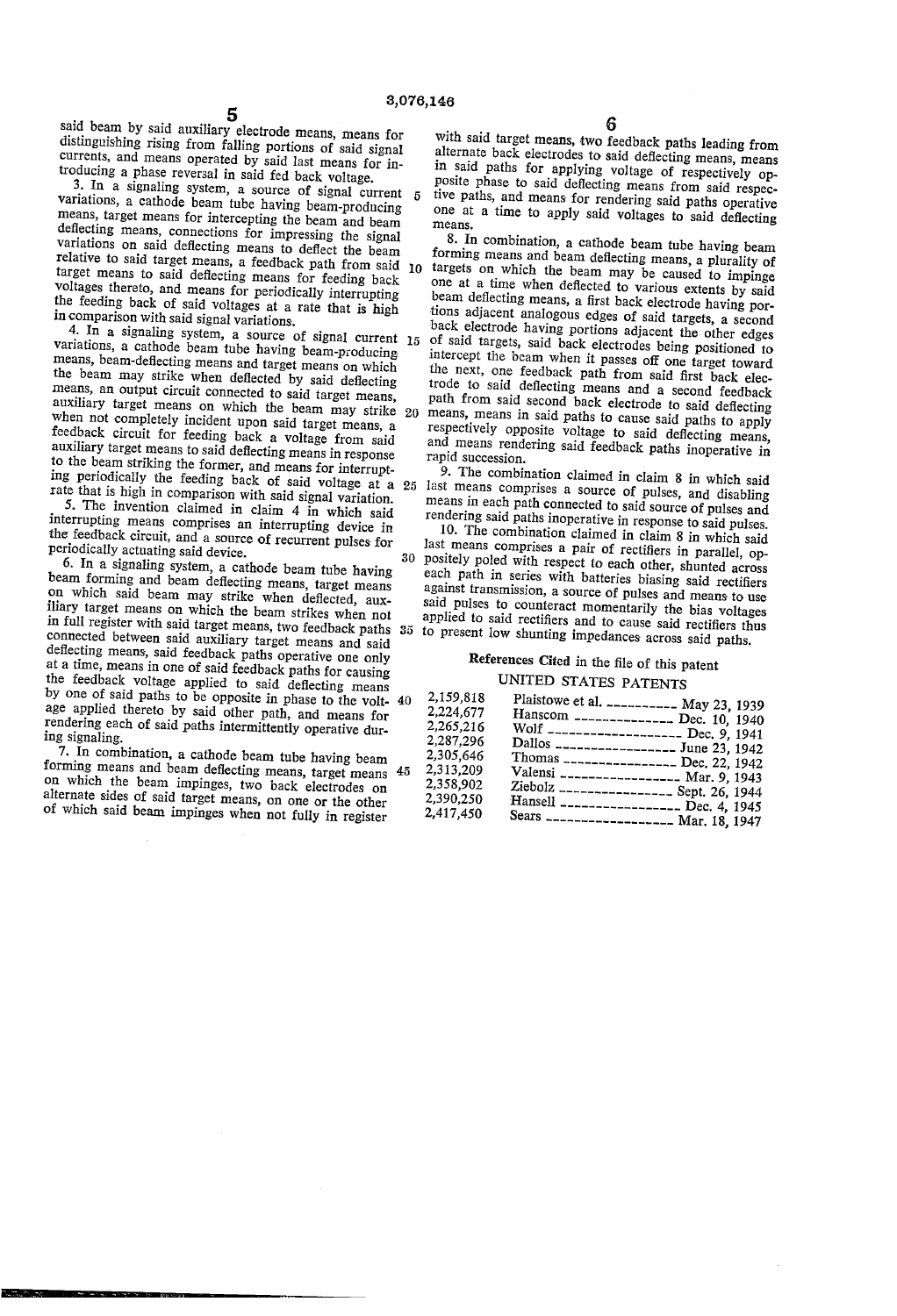said beam by said auxiliary electrode means, means for distinguishing rising from falling portions of said signal currents, and means operated by said last means for introducing a phase reversal in said fed back voltage.

3. In a signaling system, a source of signal current variations, a cathode beam tube having beam-producing means, target means for intercepting the beam and beam deflecting means, connections for impressing the signal variations on said deflecting means to deflect the beam relative to said target means, a feedback path from said target means to said deflecting means for feeding back voltages thereto, and means for periodically interrupting the feeding back of said voltages at a rate that is high in comparison with said signal variations.

4. In a signaling system, a source of signal current variations, a cathode beam tube having beam-producing means, beam-deflecting means and target means on which the beam may strike when deflected by said deflecting means, an output circuit connected to said target means, auxiliary target means on which the beam may strike when not completely incident upon said target means, a feedback circuit for feeding back a voltage from said auxiliary target means to said deflecting means in response to the beam striking the former, and means for interrupting periodically the feeding back of said voltage at a rate that is high in comparison with said signal variation.

5. The invention claimed in claim 4 in which said interrupting means comprises an interrupting device in the feedback circuit, and a source of recurrent pulses for periodically actuating said device.

6. In a signaling system, a cathode beam tube having beam forming and beam deflecting means, target means on which said beam may strike when deflected, auxiliary target means on which the beam strikes when not in full register with said target means, two feedback paths connected between said auxiliary target means and said deflecting means, said feedback paths operative one only at a time, means in one of said feedback paths for causing the feedback voltage applied to said deflecting means by one of said paths to be opposite in phase to the voltage applied thereto by said other path, and means for rendering each of said paths intermittently operative during signaling.

7. In combination, a cathode beam tube having beam forming means and beam deflecting means, target means on which the beam impinges, two back electrodes on alternate sides of said target means, on one or the other of which said beam impinges when not fully in register with said target means, two feedback paths leading from alternate back electrodes to said deflecting means, means in said paths for applying voltage of respectively opposite phase to said deflecting means from said respective paths, and means for rendering said paths operative one at a time to apply said voltages to said deflecting means.

8. In combination, a cathode beam tube having beam forming means and beam deflecting means, a plurality of targets on which the beam may be caused to impinge one at a time when deflected to various extents by said beam deflecting means, a first back electrode having portions adjacent analogous edges of said targets, a second back electrode having portions adjacent the other edges of said targets, said back electrodes being positioned to intercept the beam when it passes off one target toward the next, one feedback path from said first back electrode to said deflecting means and a second feedback path from said second back electrode to said deflecting means, means in said paths to cause said paths to apply respectively opposite voltage to said deflecting means, and means rendering said feedback paths inoperative in rapid succession.

9. The combination claimed in claim 8 in which said last means comprises a source of pulses, and disabling means in each path connected to said source of pulses and rendering said paths inoperative in response to said pulses.

10. The combination claimed in claim 8 in which said last means comprises a pair of rectifiers in parallel, oppositely poled with respect to each other, shunted across each path in series with batteries biasing said rectifiers against transmission, a source of pulses and means to use said pulses to counteract momentarily the bias voltages applied to said rectifiers and to cause said rectifiers thus to present low shunting impedances across said paths.

## References Cited in the file of this patent

UNITED STATES PATENTS

| | | |
|---|---|---|
| 2,159,818 | Plaistowe et al. | May 23, 1939 |
| 2,224,677 | Hanscom | Dec. 10, 1940 |
| 2,265,216 | Wolf | Dec. 9, 1941 |
| 2,287,296 | Dallos | June 23, 1942 |
| 2,305,646 | Thomas | Dec. 22, 1942 |
| 2,313,209 | Valensi | Mar. 9, 1943 |
| 2,358,902 | Ziebolz | Sept. 26, 1944 |
| 2,390,250 | Hansell | Dec. 4, 1945 |
| 2,417,450 | Sears | Mar. 18, 1947 |